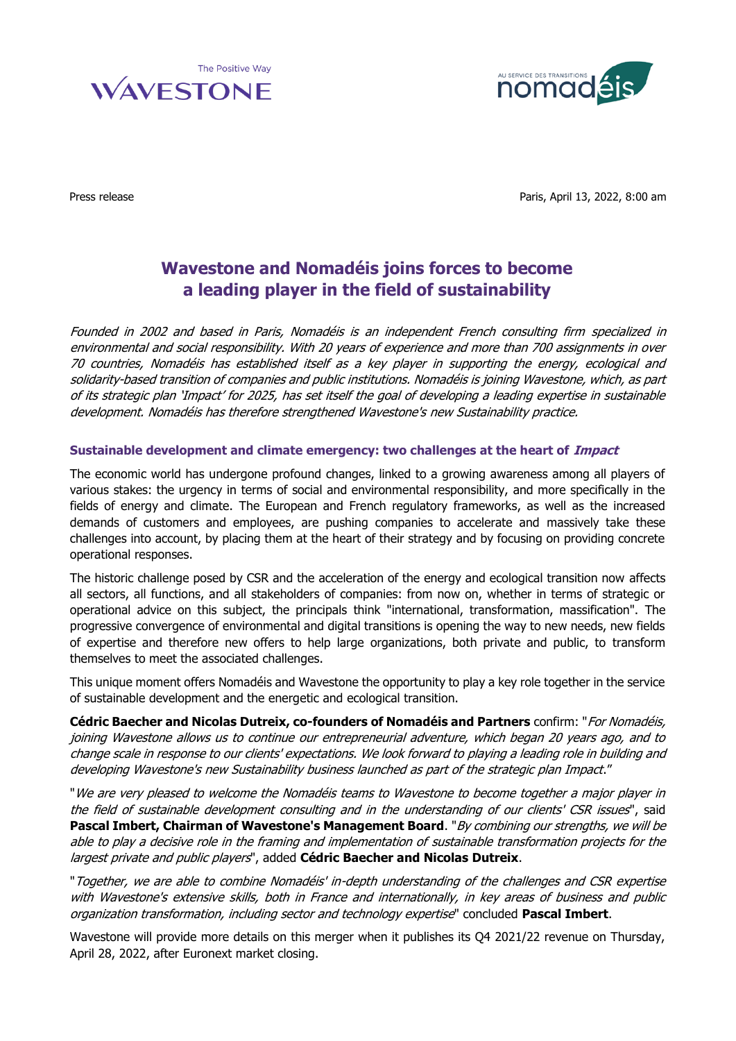The Positive Way
WAVESTONE

AU SERVICE DES TRANSITIONS
nomadéis

Press release

Paris, April 13, 2022, 8:00 am

# Wavestone and Nomadéis joins forces to become a leading player in the field of sustainability

*Founded in 2002 and based in Paris, Nomadéis is an independent French consulting firm specialized in environmental and social responsibility. With 20 years of experience and more than 700 assignments in over 70 countries, Nomadéis has established itself as a key player in supporting the energy, ecological and solidarity-based transition of companies and public institutions. Nomadéis is joining Wavestone, which, as part of its strategic plan 'Impact' for 2025, has set itself the goal of developing a leading expertise in sustainable development. Nomadéis has therefore strengthened Wavestone's new Sustainability practice.*

## Sustainable development and climate emergency: two challenges at the heart of *Impact*

The economic world has undergone profound changes, linked to a growing awareness among all players of various stakes: the urgency in terms of social and environmental responsibility, and more specifically in the fields of energy and climate. The European and French regulatory frameworks, as well as the increased demands of customers and employees, are pushing companies to accelerate and massively take these challenges into account, by placing them at the heart of their strategy and by focusing on providing concrete operational responses.

The historic challenge posed by CSR and the acceleration of the energy and ecological transition now affects all sectors, all functions, and all stakeholders of companies: from now on, whether in terms of strategic or operational advice on this subject, the principals think "international, transformation, massification". The progressive convergence of environmental and digital transitions is opening the way to new needs, new fields of expertise and therefore new offers to help large organizations, both private and public, to transform themselves to meet the associated challenges.

This unique moment offers Nomadéis and Wavestone the opportunity to play a key role together in the service of sustainable development and the energetic and ecological transition.

**Cédric Baecher and Nicolas Dutreix, co-founders of Nomadéis and Partners** confirm: "*For Nomadéis, joining Wavestone allows us to continue our entrepreneurial adventure, which began 20 years ago, and to change scale in response to our clients' expectations. We look forward to playing a leading role in building and developing Wavestone's new Sustainability business launched as part of the strategic plan Impact.*"

"*We are very pleased to welcome the Nomadéis teams to Wavestone to become together a major player in the field of sustainable development consulting and in the understanding of our clients' CSR issues*", said **Pascal Imbert, Chairman of Wavestone's Management Board**. "*By combining our strengths, we will be able to play a decisive role in the framing and implementation of sustainable transformation projects for the largest private and public players*", added **Cédric Baecher and Nicolas Dutreix**.

"*Together, we are able to combine Nomadéis' in-depth understanding of the challenges and CSR expertise with Wavestone's extensive skills, both in France and internationally, in key areas of business and public organization transformation, including sector and technology expertise*" concluded **Pascal Imbert**.

Wavestone will provide more details on this merger when it publishes its Q4 2021/22 revenue on Thursday, April 28, 2022, after Euronext market closing.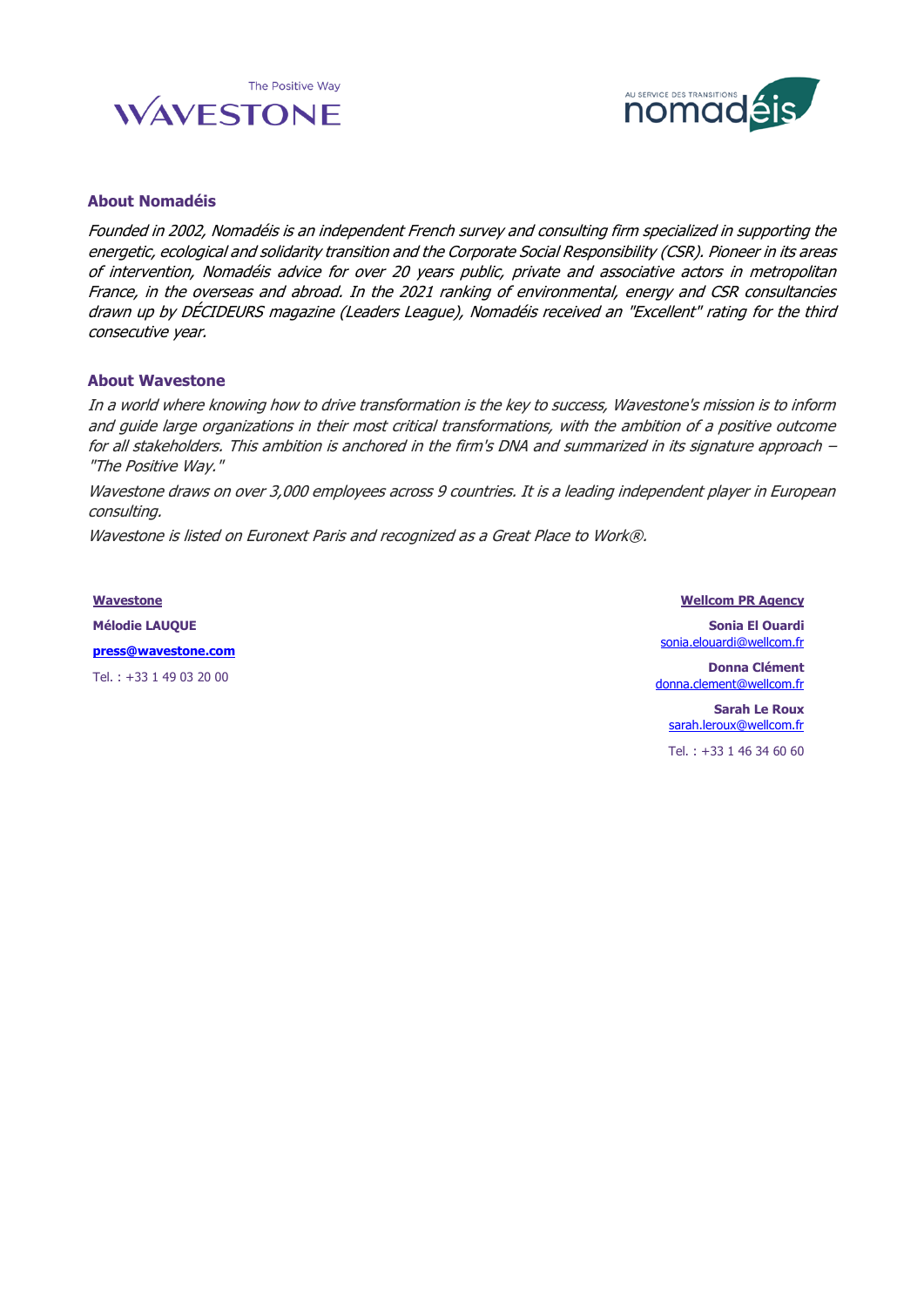The Positive Way
WAVESTONE

AU SERVICE DES TRANSITIONS
nomadéis

## About Nomadéis

*Founded in 2002, Nomadéis is an independent French survey and consulting firm specialized in supporting the energetic, ecological and solidarity transition and the Corporate Social Responsibility (CSR). Pioneer in its areas of intervention, Nomadéis advice for over 20 years public, private and associative actors in metropolitan France, in the overseas and abroad. In the 2021 ranking of environmental, energy and CSR consultancies drawn up by DÉCIDEURS magazine (Leaders League), Nomadéis received an "Excellent" rating for the third consecutive year.*

## About Wavestone

*In a world where knowing how to drive transformation is the key to success, Wavestone's mission is to inform and guide large organizations in their most critical transformations, with the ambition of a positive outcome for all stakeholders. This ambition is anchored in the firm's DNA and summarized in its signature approach – "The Positive Way."*

*Wavestone draws on over 3,000 employees across 9 countries. It is a leading independent player in European consulting.*

*Wavestone is listed on Euronext Paris and recognized as a Great Place to Work®.*

**Wavestone**

**Mélodie LAUQUE**

**press@wavestone.com**

Tel. : +33 1 49 03 20 00

**Wellcom PR Agency**

**Sonia El Ouardi**
sonia.elouardi@wellcom.fr

**Donna Clément**
donna.clement@wellcom.fr

**Sarah Le Roux**
sarah.leroux@wellcom.fr

Tel. : +33 1 46 34 60 60